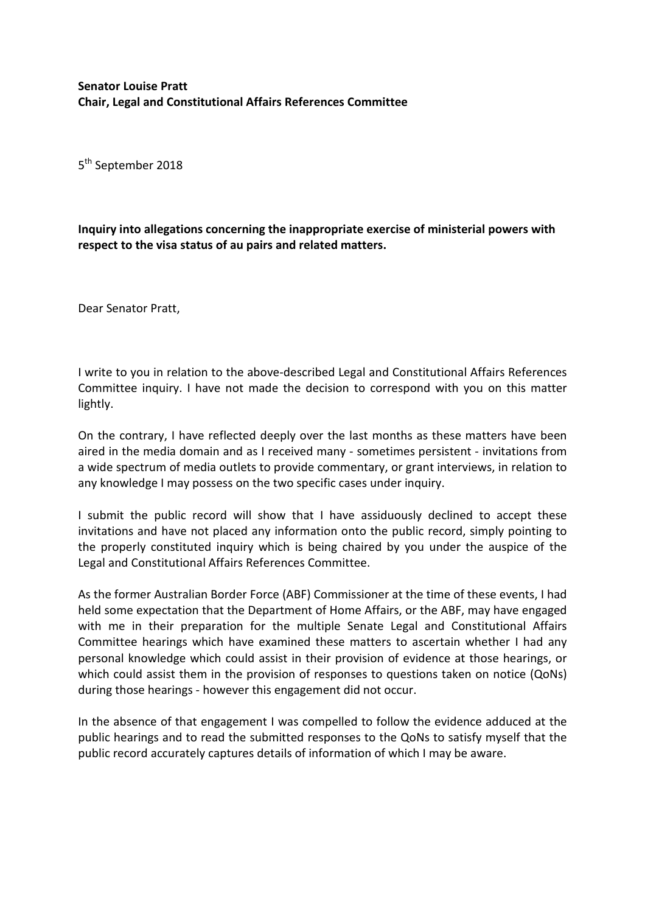**Senator Louise Pratt**
**Chair, Legal and Constitutional Affairs References Committee**

5th September 2018

**Inquiry into allegations concerning the inappropriate exercise of ministerial powers with respect to the visa status of au pairs and related matters.**

Dear Senator Pratt,

I write to you in relation to the above-described Legal and Constitutional Affairs References Committee inquiry. I have not made the decision to correspond with you on this matter lightly.

On the contrary, I have reflected deeply over the last months as these matters have been aired in the media domain and as I received many - sometimes persistent - invitations from a wide spectrum of media outlets to provide commentary, or grant interviews, in relation to any knowledge I may possess on the two specific cases under inquiry.

I submit the public record will show that I have assiduously declined to accept these invitations and have not placed any information onto the public record, simply pointing to the properly constituted inquiry which is being chaired by you under the auspice of the Legal and Constitutional Affairs References Committee.

As the former Australian Border Force (ABF) Commissioner at the time of these events, I had held some expectation that the Department of Home Affairs, or the ABF, may have engaged with me in their preparation for the multiple Senate Legal and Constitutional Affairs Committee hearings which have examined these matters to ascertain whether I had any personal knowledge which could assist in their provision of evidence at those hearings, or which could assist them in the provision of responses to questions taken on notice (QoNs) during those hearings - however this engagement did not occur.

In the absence of that engagement I was compelled to follow the evidence adduced at the public hearings and to read the submitted responses to the QoNs to satisfy myself that the public record accurately captures details of information of which I may be aware.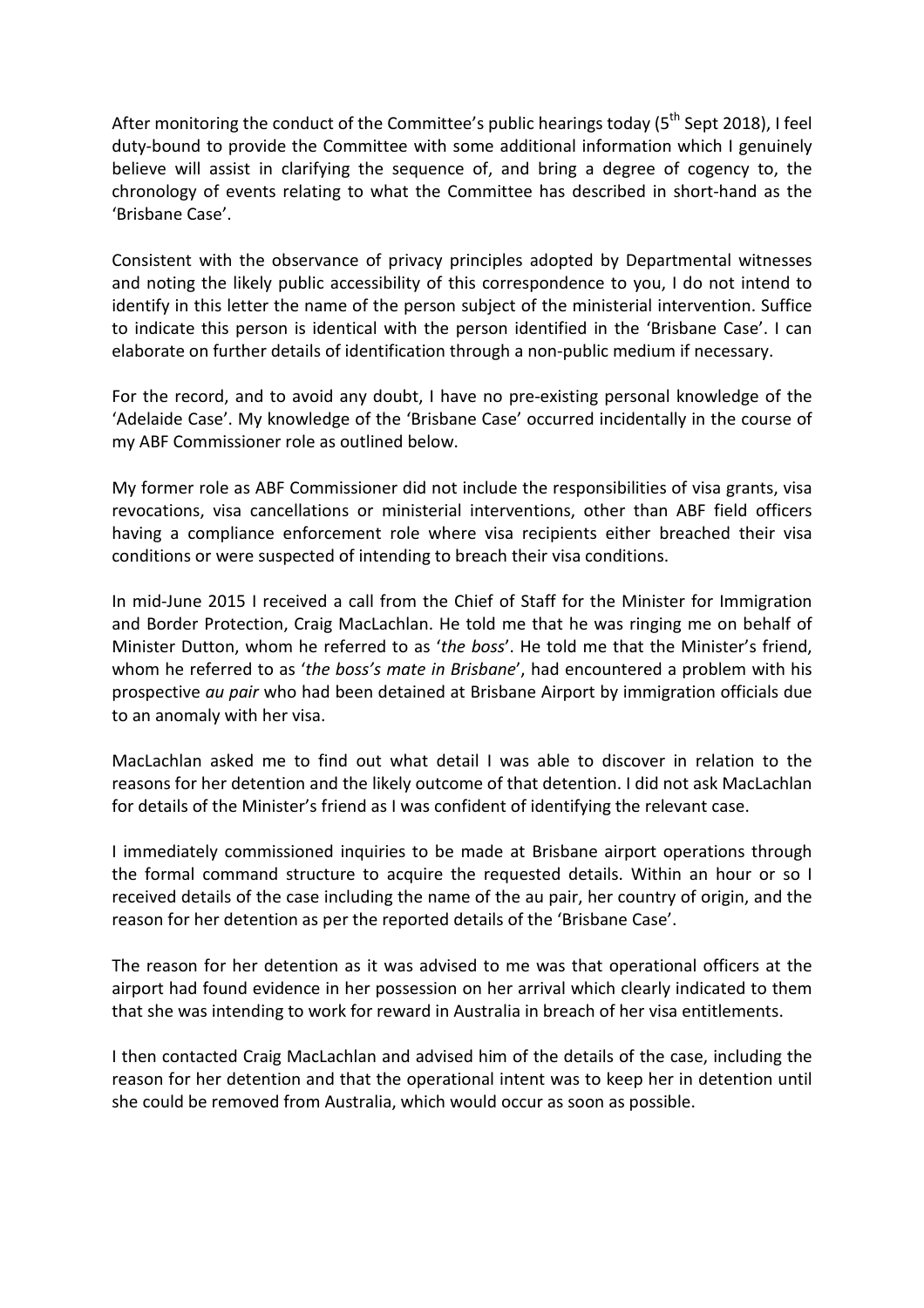After monitoring the conduct of the Committee's public hearings today (5th Sept 2018), I feel duty-bound to provide the Committee with some additional information which I genuinely believe will assist in clarifying the sequence of, and bring a degree of cogency to, the chronology of events relating to what the Committee has described in short-hand as the 'Brisbane Case'.

Consistent with the observance of privacy principles adopted by Departmental witnesses and noting the likely public accessibility of this correspondence to you, I do not intend to identify in this letter the name of the person subject of the ministerial intervention. Suffice to indicate this person is identical with the person identified in the 'Brisbane Case'. I can elaborate on further details of identification through a non-public medium if necessary.

For the record, and to avoid any doubt, I have no pre-existing personal knowledge of the 'Adelaide Case'. My knowledge of the 'Brisbane Case' occurred incidentally in the course of my ABF Commissioner role as outlined below.

My former role as ABF Commissioner did not include the responsibilities of visa grants, visa revocations, visa cancellations or ministerial interventions, other than ABF field officers having a compliance enforcement role where visa recipients either breached their visa conditions or were suspected of intending to breach their visa conditions.

In mid-June 2015 I received a call from the Chief of Staff for the Minister for Immigration and Border Protection, Craig MacLachlan. He told me that he was ringing me on behalf of Minister Dutton, whom he referred to as '*the boss*'. He told me that the Minister's friend, whom he referred to as '*the boss's mate in Brisbane*', had encountered a problem with his prospective *au pair* who had been detained at Brisbane Airport by immigration officials due to an anomaly with her visa.

MacLachlan asked me to find out what detail I was able to discover in relation to the reasons for her detention and the likely outcome of that detention. I did not ask MacLachlan for details of the Minister's friend as I was confident of identifying the relevant case.

I immediately commissioned inquiries to be made at Brisbane airport operations through the formal command structure to acquire the requested details. Within an hour or so I received details of the case including the name of the au pair, her country of origin, and the reason for her detention as per the reported details of the 'Brisbane Case'.

The reason for her detention as it was advised to me was that operational officers at the airport had found evidence in her possession on her arrival which clearly indicated to them that she was intending to work for reward in Australia in breach of her visa entitlements.

I then contacted Craig MacLachlan and advised him of the details of the case, including the reason for her detention and that the operational intent was to keep her in detention until she could be removed from Australia, which would occur as soon as possible.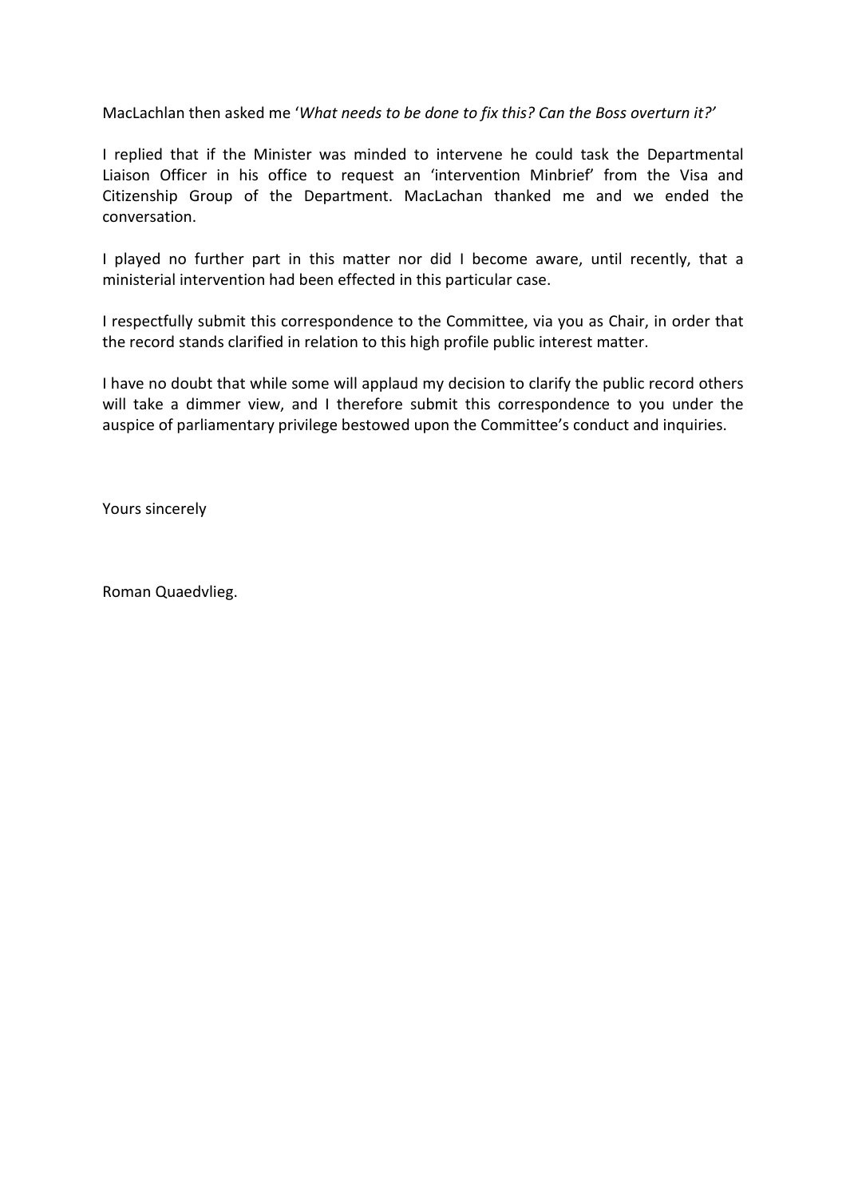MacLachlan then asked me '*What needs to be done to fix this? Can the Boss overturn it?'*

I replied that if the Minister was minded to intervene he could task the Departmental Liaison Officer in his office to request an 'intervention Minbrief' from the Visa and Citizenship Group of the Department. MacLachan thanked me and we ended the conversation.

I played no further part in this matter nor did I become aware, until recently, that a ministerial intervention had been effected in this particular case.

I respectfully submit this correspondence to the Committee, via you as Chair, in order that the record stands clarified in relation to this high profile public interest matter.

I have no doubt that while some will applaud my decision to clarify the public record others will take a dimmer view, and I therefore submit this correspondence to you under the auspice of parliamentary privilege bestowed upon the Committee's conduct and inquiries.

Yours sincerely

Roman Quaedvlieg.